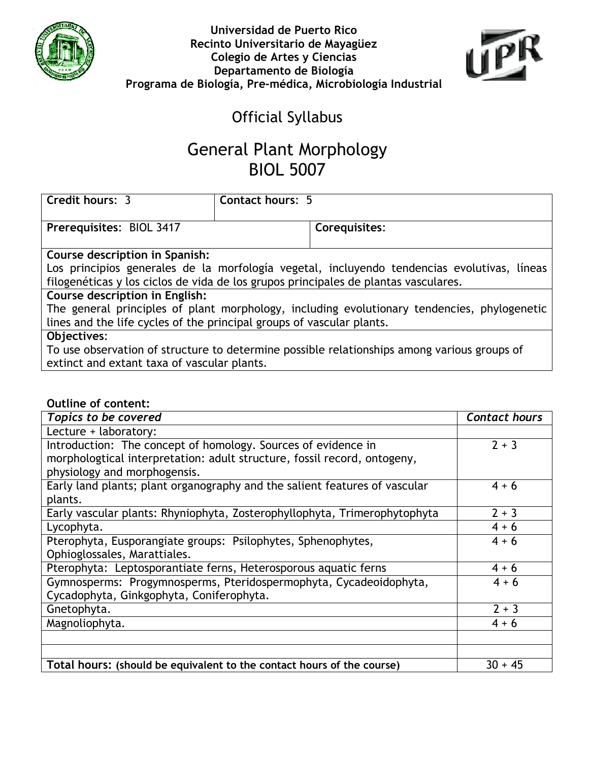**Universidad de Puerto Rico**
**Recinto Universitario de Mayagüez**
**Colegio de Artes y Ciencias**
**Departamento de Biología**
**Programa de Biología, Pre-médica, Microbiología Industrial**

# Official Syllabus

# General Plant Morphology
# BIOL 5007

| **Credit hours**: 3 | **Contact hours**: 5 |
|---|---|
| **Prerequisites**: BIOL 3417 | **Corequisites**: |

**Course description in Spanish:**
Los principios generales de la morfología vegetal, incluyendo tendencias evolutivas, líneas filogenéticas y los ciclos de vida de los grupos principales de plantas vasculares.

**Course description in English:**
The general principles of plant morphology, including evolutionary tendencies, phylogenetic lines and the life cycles of the principal groups of vascular plants.

**Objectives**:
To use observation of structure to determine possible relationships among various groups of extinct and extant taxa of vascular plants.

**Outline of content:**

| *Topics to be covered* | *Contact hours* |
|---|---|
| Lecture + laboratory: | |
| Introduction: The concept of homology. Sources of evidence in morphologtical interpretation: adult structure, fossil record, ontogeny, physiology and morphogensis. | 2 + 3 |
| Early land plants; plant organography and the salient features of vascular plants. | 4 + 6 |
| Early vascular plants: Rhyniophyta, Zosterophyllophyta, Trimerophytophyta | 2 + 3 |
| Lycophyta. | 4 + 6 |
| Pterophyta, Eusporangiate groups: Psilophytes, Sphenophytes, Ophioglossales, Marattiales. | 4 + 6 |
| Pterophyta: Leptosporantiate ferns, Heterosporous aquatic ferns | 4 + 6 |
| Gymnosperms: Progymnosperms, Pteridospermophyta, Cycadeoidophyta, Cycadophyta, Ginkgophyta, Coniferophyta. | 4 + 6 |
| Gnetophyta. | 2 + 3 |
| Magnoliophyta. | 4 + 6 |
| | |
| | |
| **Total hours: (should be equivalent to the contact hours of the course)** | 30 + 45 |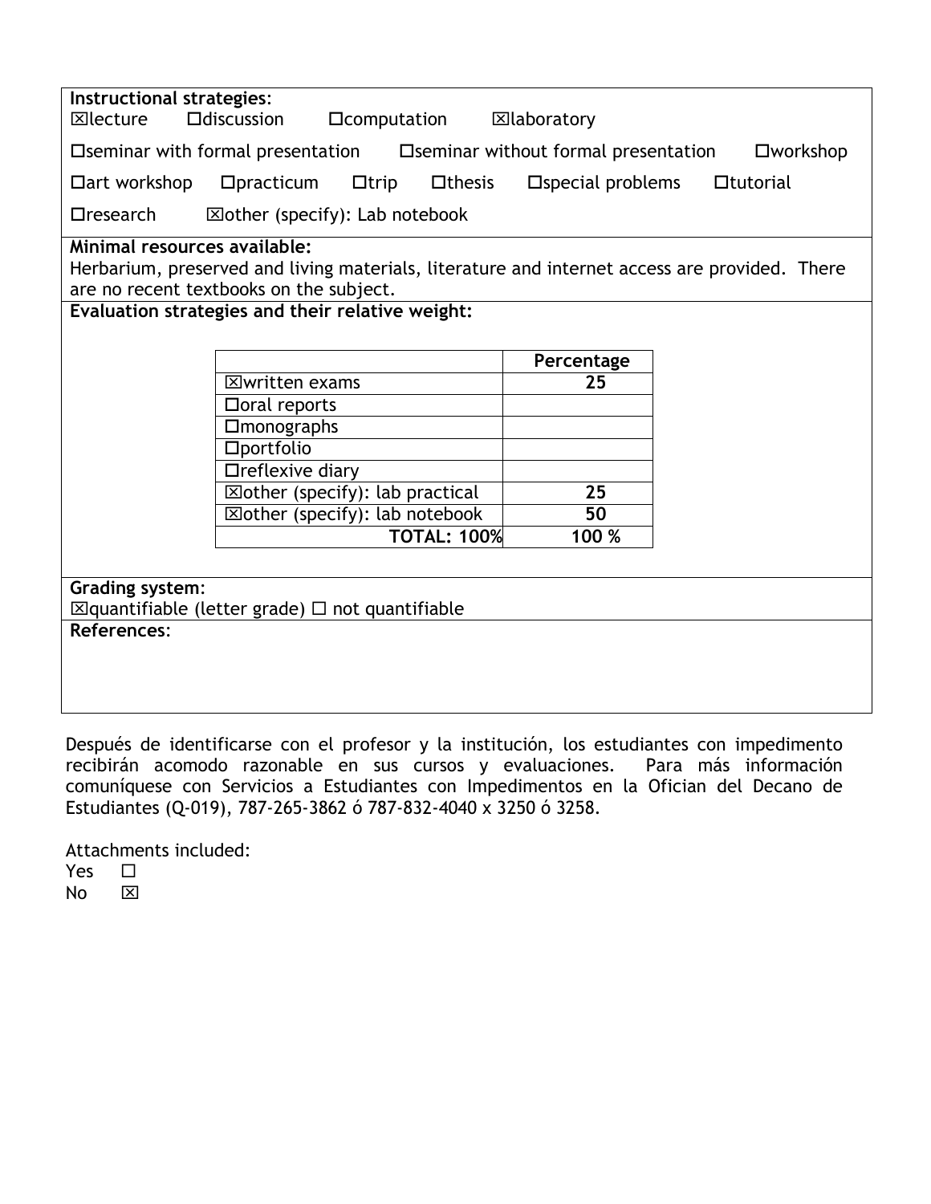**Instructional strategies**:
☒lecture ☐discussion ☐computation ☒laboratory

☐seminar with formal presentation ☐seminar without formal presentation ☐workshop

☐art workshop ☐practicum ☐trip ☐thesis ☐special problems ☐tutorial

☐research ☒other (specify): Lab notebook

**Minimal resources available:**
Herbarium, preserved and living materials, literature and internet access are provided. There are no recent textbooks on the subject.

**Evaluation strategies and their relative weight:**

| | **Percentage** |
|---|---|
| ☒written exams | **25** |
| ☐oral reports | |
| ☐monographs | |
| ☐portfolio | |
| ☐reflexive diary | |
| ☒other (specify): lab practical | **25** |
| ☒other (specify): lab notebook | **50** |
| **TOTAL: 100%** | **100 %** |

**Grading system**:
☒quantifiable (letter grade) ☐ not quantifiable

**References**:

Después de identificarse con el profesor y la institución, los estudiantes con impedimento recibirán acomodo razonable en sus cursos y evaluaciones. Para más información comuníquese con Servicios a Estudiantes con Impedimentos en la Ofician del Decano de Estudiantes (Q-019), 787-265-3862 ó 787-832-4040 x 3250 ó 3258.

Attachments included:
Yes ☐
No ☒